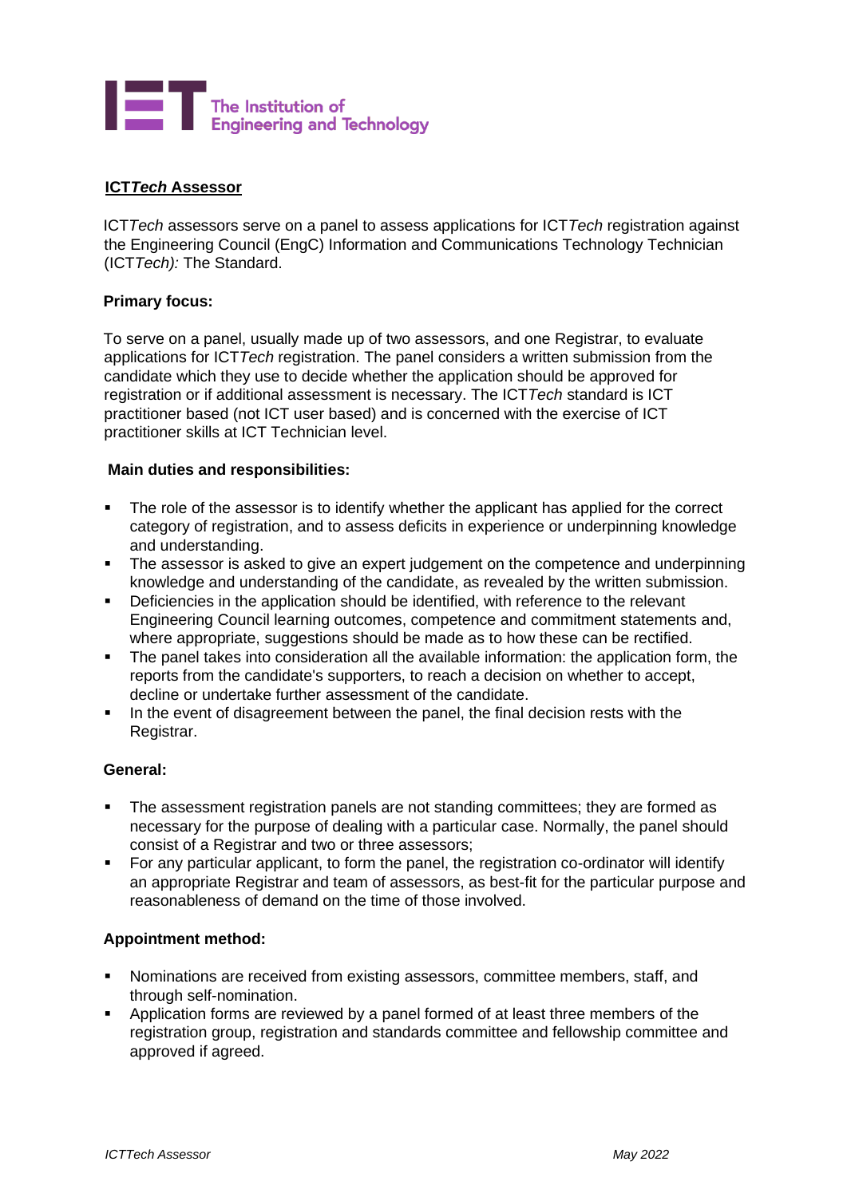The Institution of Engineering and Technology

# ICT*Tech* Assessor

ICT*Tech* assessors serve on a panel to assess applications for ICT*Tech* registration against the Engineering Council (EngC) Information and Communications Technology Technician (ICT*Tech*): The Standard.

**Primary focus:**

To serve on a panel, usually made up of two assessors, and one Registrar, to evaluate applications for ICT*Tech* registration. The panel considers a written submission from the candidate which they use to decide whether the application should be approved for registration or if additional assessment is necessary. The ICT*Tech* standard is ICT practitioner based (not ICT user based) and is concerned with the exercise of ICT practitioner skills at ICT Technician level.

**Main duties and responsibilities:**

- The role of the assessor is to identify whether the applicant has applied for the correct category of registration, and to assess deficits in experience or underpinning knowledge and understanding.
- The assessor is asked to give an expert judgement on the competence and underpinning knowledge and understanding of the candidate, as revealed by the written submission.
- Deficiencies in the application should be identified, with reference to the relevant Engineering Council learning outcomes, competence and commitment statements and, where appropriate, suggestions should be made as to how these can be rectified.
- The panel takes into consideration all the available information: the application form, the reports from the candidate's supporters, to reach a decision on whether to accept, decline or undertake further assessment of the candidate.
- In the event of disagreement between the panel, the final decision rests with the Registrar.

**General:**

- The assessment registration panels are not standing committees; they are formed as necessary for the purpose of dealing with a particular case. Normally, the panel should consist of a Registrar and two or three assessors;
- For any particular applicant, to form the panel, the registration co-ordinator will identify an appropriate Registrar and team of assessors, as best-fit for the particular purpose and reasonableness of demand on the time of those involved.

**Appointment method:**

- Nominations are received from existing assessors, committee members, staff, and through self-nomination.
- Application forms are reviewed by a panel formed of at least three members of the registration group, registration and standards committee and fellowship committee and approved if agreed.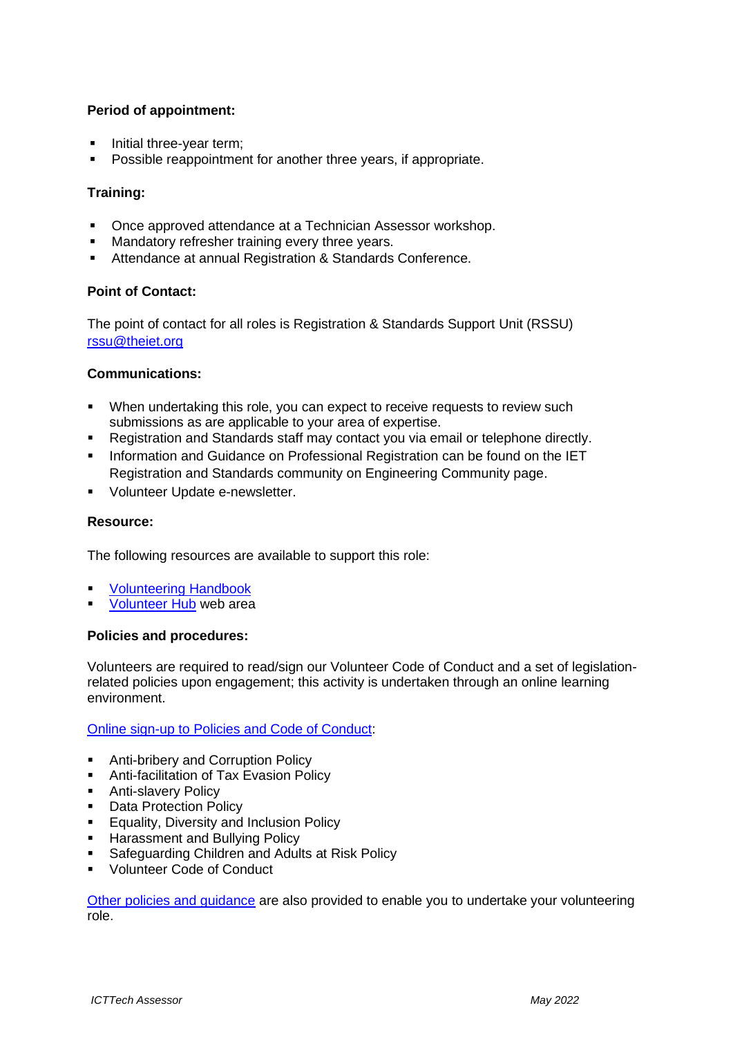**Period of appointment:**

- Initial three-year term;
- Possible reappointment for another three years, if appropriate.

**Training:**

- Once approved attendance at a Technician Assessor workshop.
- Mandatory refresher training every three years.
- Attendance at annual Registration & Standards Conference.

**Point of Contact:**

The point of contact for all roles is Registration & Standards Support Unit (RSSU) [rssu@theiet.org](mailto:rssu@theiet.org)

**Communications:**

- When undertaking this role, you can expect to receive requests to review such submissions as are applicable to your area of expertise.
- Registration and Standards staff may contact you via email or telephone directly.
- Information and Guidance on Professional Registration can be found on the IET Registration and Standards community on Engineering Community page.
- Volunteer Update e-newsletter.

**Resource:**

The following resources are available to support this role:

- Volunteering Handbook
- Volunteer Hub web area

**Policies and procedures:**

Volunteers are required to read/sign our Volunteer Code of Conduct and a set of legislation-related policies upon engagement; this activity is undertaken through an online learning environment.

Online sign-up to Policies and Code of Conduct:

- Anti-bribery and Corruption Policy
- Anti-facilitation of Tax Evasion Policy
- Anti-slavery Policy
- Data Protection Policy
- Equality, Diversity and Inclusion Policy
- Harassment and Bullying Policy
- Safeguarding Children and Adults at Risk Policy
- Volunteer Code of Conduct

Other policies and guidance are also provided to enable you to undertake your volunteering role.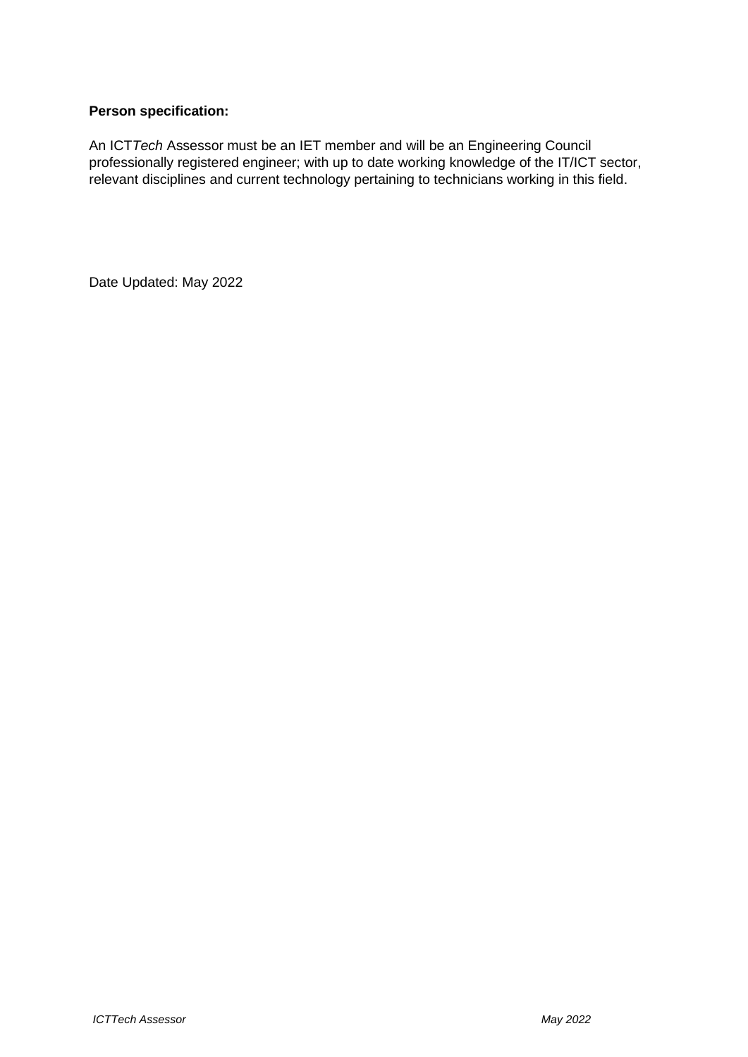**Person specification:**

An ICT*Tech* Assessor must be an IET member and will be an Engineering Council professionally registered engineer; with up to date working knowledge of the IT/ICT sector, relevant disciplines and current technology pertaining to technicians working in this field.

Date Updated: May 2022